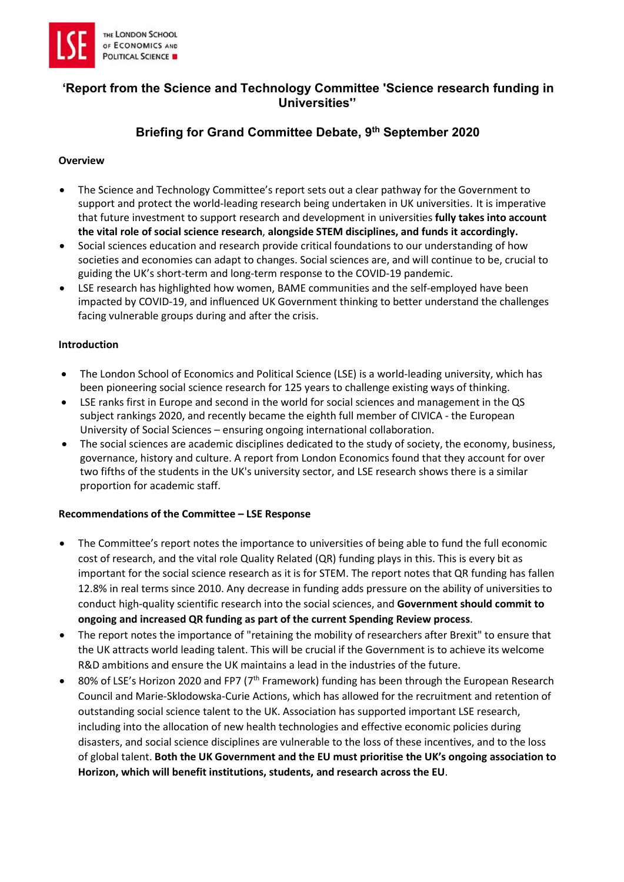# 'Report from the Science and Technology Committee 'Science research funding in Universities''

## Briefing for Grand Committee Debate, 9th September 2020

**Overview**

- The Science and Technology Committee's report sets out a clear pathway for the Government to support and protect the world-leading research being undertaken in UK universities. It is imperative that future investment to support research and development in universities **fully takes into account the vital role of social science research**, **alongside STEM disciplines, and funds it accordingly.**
- Social sciences education and research provide critical foundations to our understanding of how societies and economies can adapt to changes. Social sciences are, and will continue to be, crucial to guiding the UK's short-term and long-term response to the COVID-19 pandemic.
- LSE research has highlighted how women, BAME communities and the self-employed have been impacted by COVID-19, and influenced UK Government thinking to better understand the challenges facing vulnerable groups during and after the crisis.

**Introduction**

- The London School of Economics and Political Science (LSE) is a world-leading university, which has been pioneering social science research for 125 years to challenge existing ways of thinking.
- LSE ranks first in Europe and second in the world for social sciences and management in the QS subject rankings 2020, and recently became the eighth full member of CIVICA - the European University of Social Sciences – ensuring ongoing international collaboration.
- The social sciences are academic disciplines dedicated to the study of society, the economy, business, governance, history and culture. A report from London Economics found that they account for over two fifths of the students in the UK's university sector, and LSE research shows there is a similar proportion for academic staff.

**Recommendations of the Committee – LSE Response**

- The Committee's report notes the importance to universities of being able to fund the full economic cost of research, and the vital role Quality Related (QR) funding plays in this. This is every bit as important for the social science research as it is for STEM. The report notes that QR funding has fallen 12.8% in real terms since 2010. Any decrease in funding adds pressure on the ability of universities to conduct high-quality scientific research into the social sciences, and **Government should commit to ongoing and increased QR funding as part of the current Spending Review process**.
- The report notes the importance of "retaining the mobility of researchers after Brexit" to ensure that the UK attracts world leading talent. This will be crucial if the Government is to achieve its welcome R&D ambitions and ensure the UK maintains a lead in the industries of the future.
- 80% of LSE's Horizon 2020 and FP7 (7th Framework) funding has been through the European Research Council and Marie-Sklodowska-Curie Actions, which has allowed for the recruitment and retention of outstanding social science talent to the UK. Association has supported important LSE research, including into the allocation of new health technologies and effective economic policies during disasters, and social science disciplines are vulnerable to the loss of these incentives, and to the loss of global talent. **Both the UK Government and the EU must prioritise the UK's ongoing association to Horizon, which will benefit institutions, students, and research across the EU**.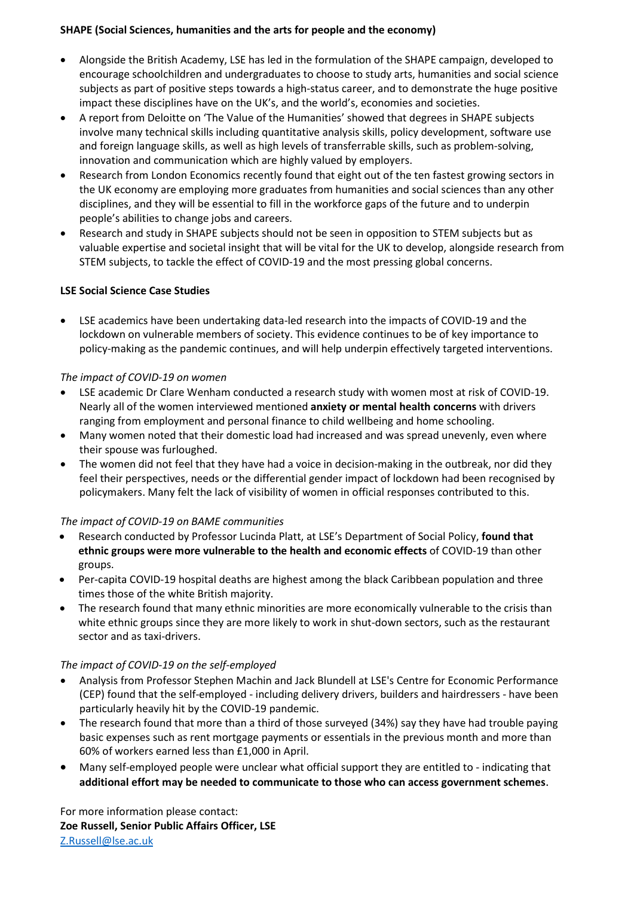**SHAPE (Social Sciences, humanities and the arts for people and the economy)**

- Alongside the British Academy, LSE has led in the formulation of the SHAPE campaign, developed to encourage schoolchildren and undergraduates to choose to study arts, humanities and social science subjects as part of positive steps towards a high-status career, and to demonstrate the huge positive impact these disciplines have on the UK's, and the world's, economies and societies.
- A report from Deloitte on 'The Value of the Humanities' showed that degrees in SHAPE subjects involve many technical skills including quantitative analysis skills, policy development, software use and foreign language skills, as well as high levels of transferrable skills, such as problem-solving, innovation and communication which are highly valued by employers.
- Research from London Economics recently found that eight out of the ten fastest growing sectors in the UK economy are employing more graduates from humanities and social sciences than any other disciplines, and they will be essential to fill in the workforce gaps of the future and to underpin people's abilities to change jobs and careers.
- Research and study in SHAPE subjects should not be seen in opposition to STEM subjects but as valuable expertise and societal insight that will be vital for the UK to develop, alongside research from STEM subjects, to tackle the effect of COVID-19 and the most pressing global concerns.

**LSE Social Science Case Studies**

- LSE academics have been undertaking data-led research into the impacts of COVID-19 and the lockdown on vulnerable members of society. This evidence continues to be of key importance to policy-making as the pandemic continues, and will help underpin effectively targeted interventions.

*The impact of COVID-19 on women*

- LSE academic Dr Clare Wenham conducted a research study with women most at risk of COVID-19. Nearly all of the women interviewed mentioned **anxiety or mental health concerns** with drivers ranging from employment and personal finance to child wellbeing and home schooling.
- Many women noted that their domestic load had increased and was spread unevenly, even where their spouse was furloughed.
- The women did not feel that they have had a voice in decision-making in the outbreak, nor did they feel their perspectives, needs or the differential gender impact of lockdown had been recognised by policymakers. Many felt the lack of visibility of women in official responses contributed to this.

*The impact of COVID-19 on BAME communities*

- Research conducted by Professor Lucinda Platt, at LSE's Department of Social Policy, **found that ethnic groups were more vulnerable to the health and economic effects** of COVID-19 than other groups.
- Per-capita COVID-19 hospital deaths are highest among the black Caribbean population and three times those of the white British majority.
- The research found that many ethnic minorities are more economically vulnerable to the crisis than white ethnic groups since they are more likely to work in shut-down sectors, such as the restaurant sector and as taxi-drivers.

*The impact of COVID-19 on the self-employed*

- Analysis from Professor Stephen Machin and Jack Blundell at LSE's Centre for Economic Performance (CEP) found that the self-employed - including delivery drivers, builders and hairdressers - have been particularly heavily hit by the COVID-19 pandemic.
- The research found that more than a third of those surveyed (34%) say they have had trouble paying basic expenses such as rent mortgage payments or essentials in the previous month and more than 60% of workers earned less than £1,000 in April.
- Many self-employed people were unclear what official support they are entitled to - indicating that **additional effort may be needed to communicate to those who can access government schemes**.

For more information please contact:
**Zoe Russell, Senior Public Affairs Officer, LSE**
Z.Russell@lse.ac.uk